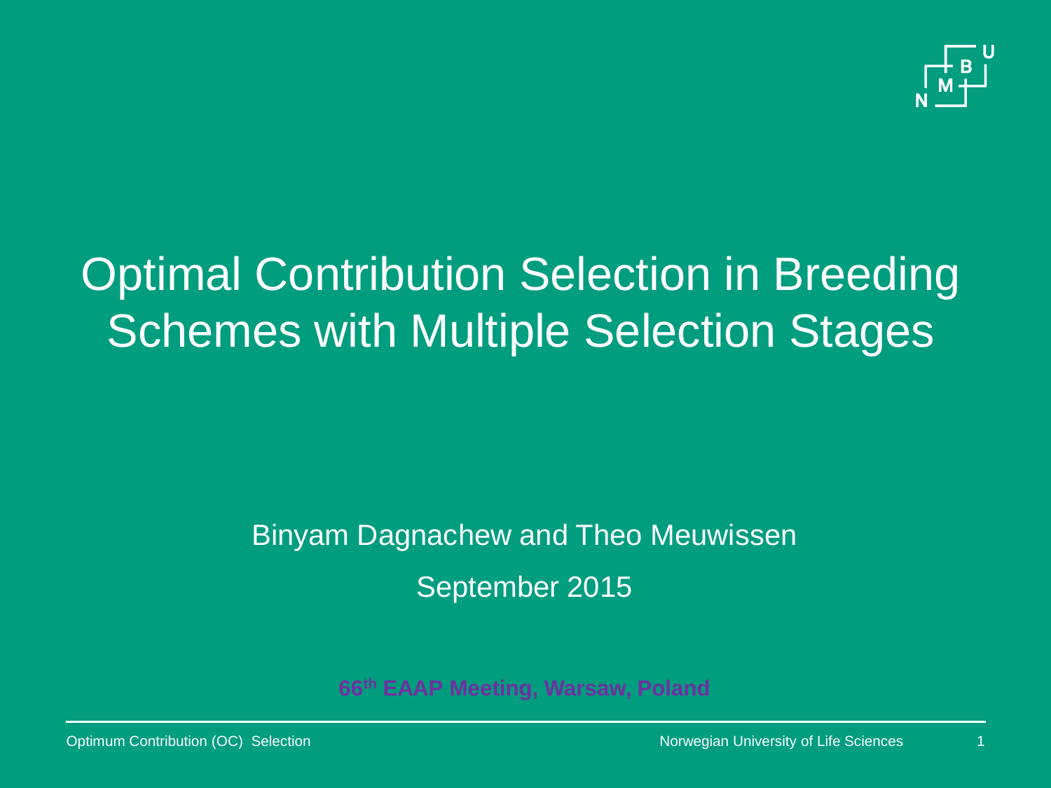# Optimal Contribution Selection in Breeding Schemes with Multiple Selection Stages

Binyam Dagnachew and Theo Meuwissen

September 2015

**66th EAAP Meeting, Warsaw, Poland**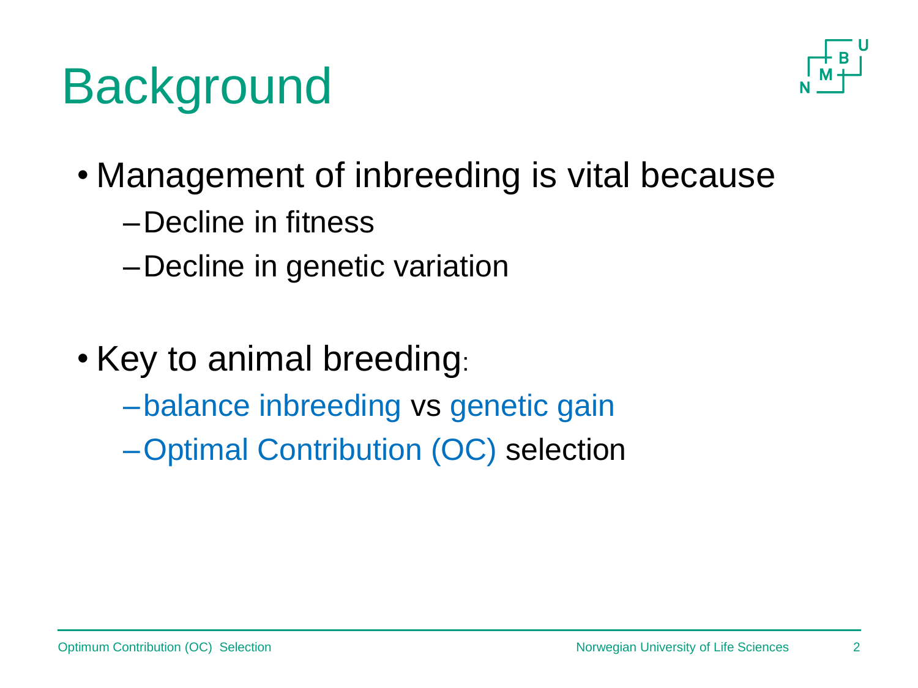# Background

- Management of inbreeding is vital because
  - Decline in fitness
  - Decline in genetic variation

- Key to animal breeding:
  - balance inbreeding vs genetic gain
  - Optimal Contribution (OC) selection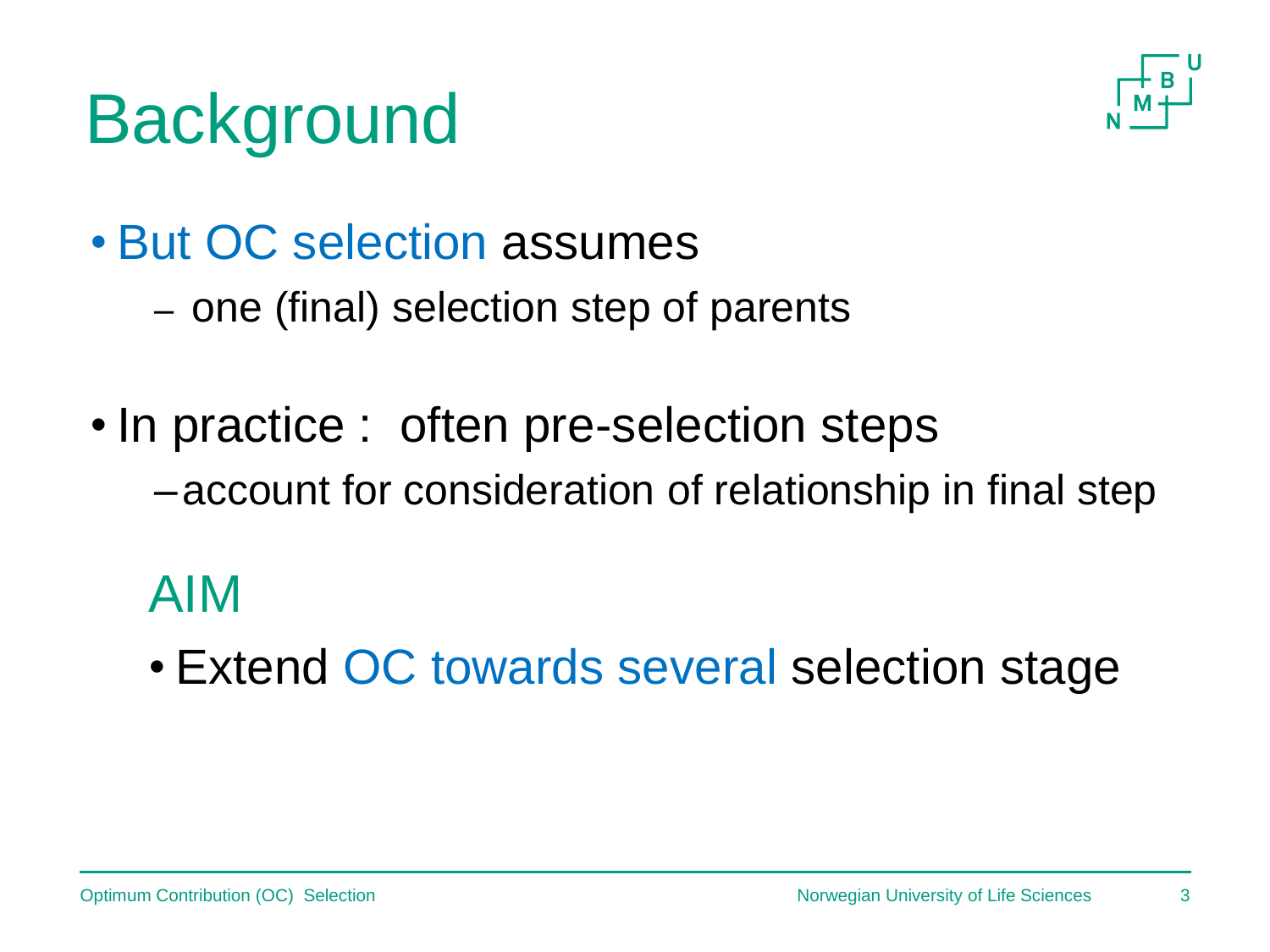# Background

- But OC selection assumes
  - one (final) selection step of parents

- In practice : often pre-selection steps
  - account for consideration of relationship in final step

## AIM

- Extend OC towards several selection stage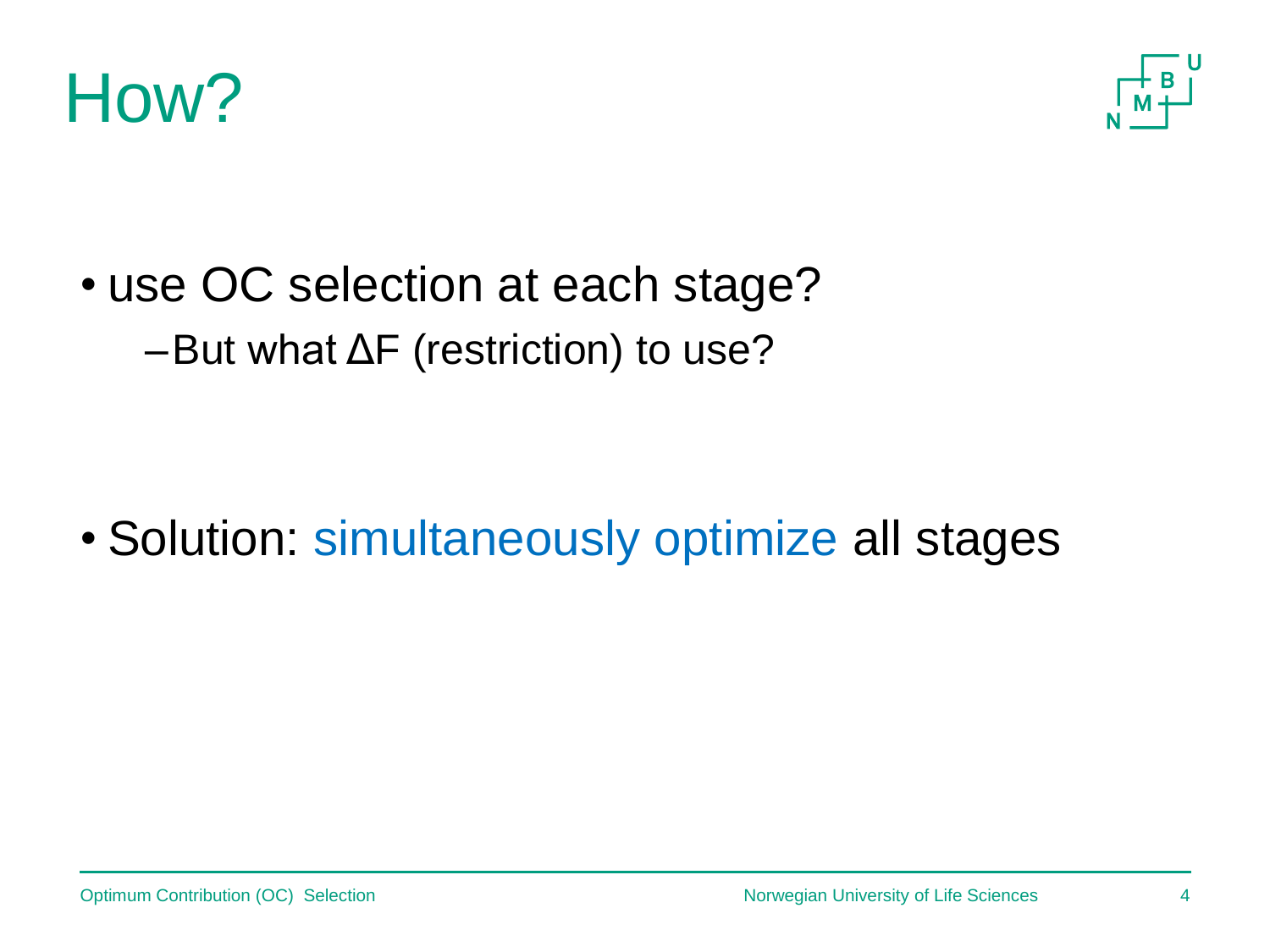# How?

- use OC selection at each stage?
  - But what $\Delta F$ (restriction) to use?

- Solution: simultaneously optimize all stages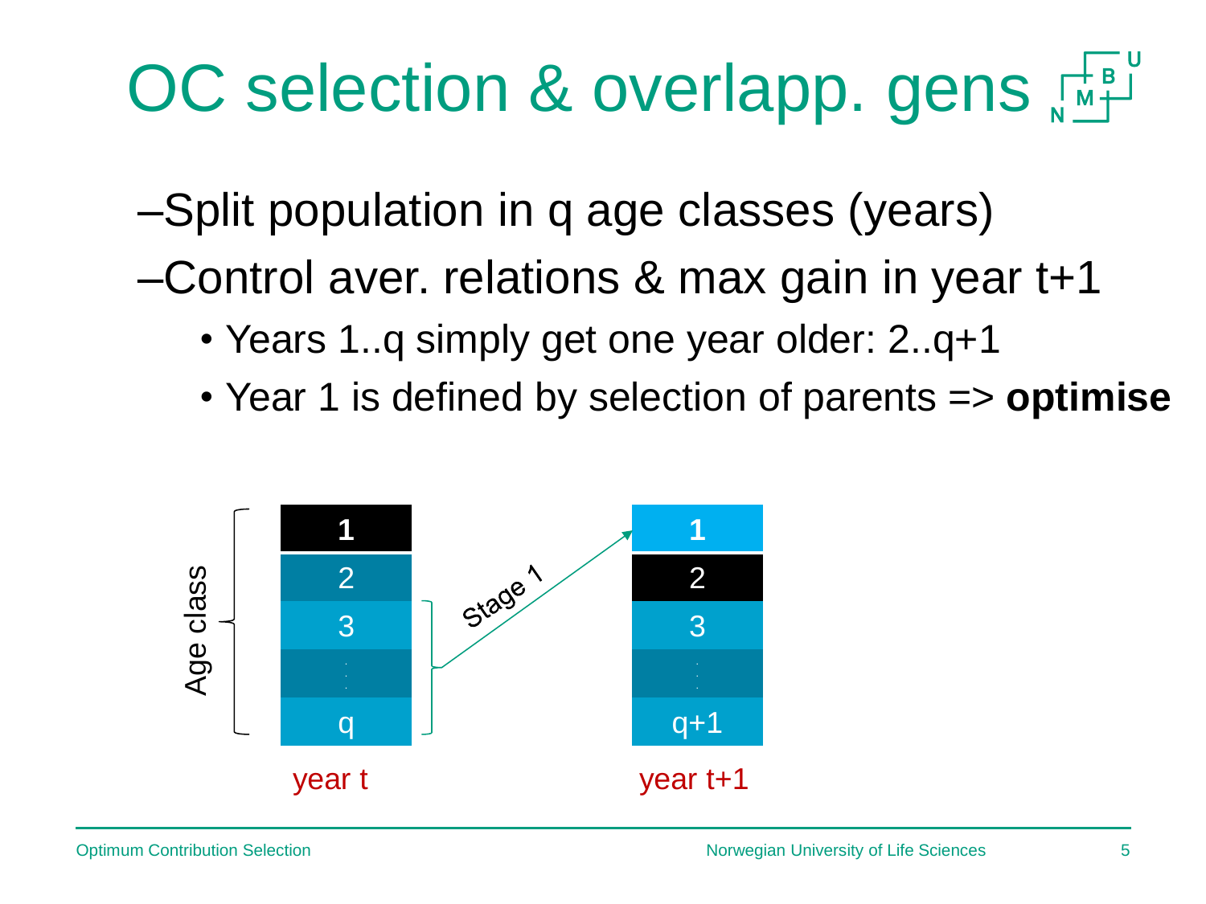# OC selection & overlapp. gens

- Split population in q age classes (years)
- Control aver. relations & max gain in year t+1
  - Years 1..q simply get one year older: 2..q+1
  - Year 1 is defined by selection of parents => **optimise**

| year t | year t+1 |
|---|---|
| **1** | **1** |
| 2 | 2 |
| 3 | 3 |
| ⋮ | ⋮ |
| q | q+1 |

Age class: 1..q (year t). Stage 1: classes 2..q of year t → class 1 of year t+1.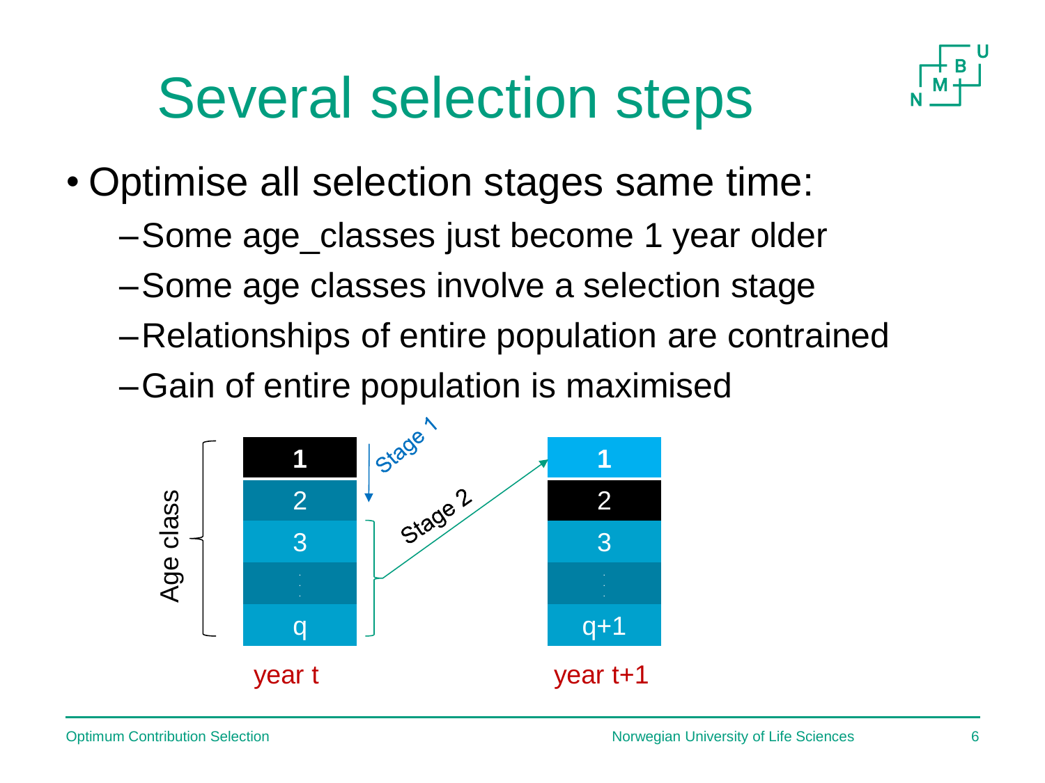# Several selection steps

- Optimise all selection stages same time:
  - Some age_classes just become 1 year older
  - Some age classes involve a selection stage
  - Relationships of entire population are contrained
  - Gain of entire population is maximised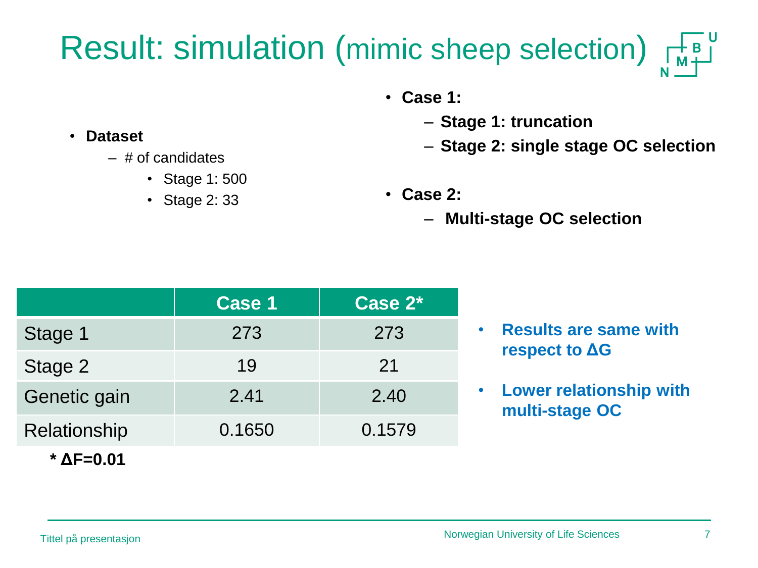# Result: simulation (mimic sheep selection)

- **Dataset**
  - # of candidates
    - Stage 1: 500
    - Stage 2: 33

- **Case 1:**
  - **Stage 1: truncation**
  - **Stage 2: single stage OC selection**

- **Case 2:**
  - **Multi-stage OC selection**

| | Case 1 | Case 2* |
|---|---|---|
| Stage 1 | 273 | 273 |
| Stage 2 | 19 | 21 |
| Genetic gain | 2.41 | 2.40 |
| Relationship | 0.1650 | 0.1579 |

**\* ΔF=0.01**

- **Results are same with respect to ΔG**
- **Lower relationship with multi-stage OC**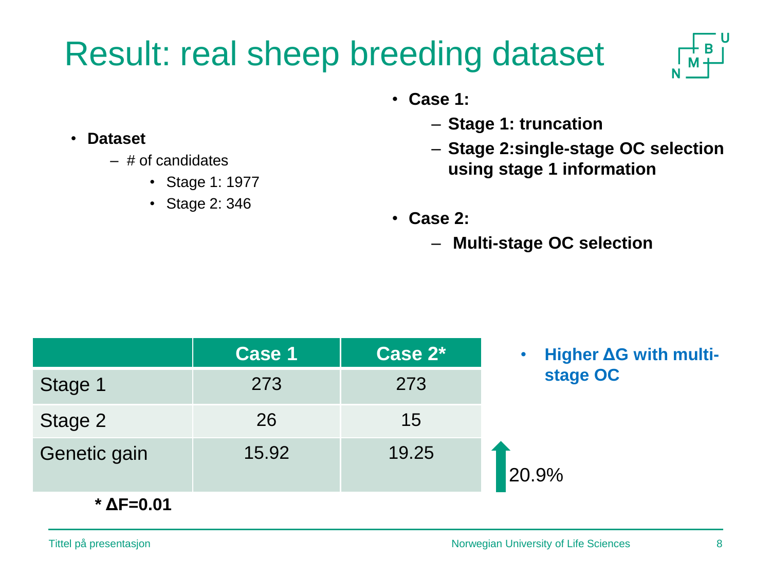# Result: real sheep breeding dataset

- **Dataset**
  - # of candidates
    - Stage 1: 1977
    - Stage 2: 346

- **Case 1:**
  - **Stage 1: truncation**
  - **Stage 2:single-stage OC selection using stage 1 information**

- **Case 2:**
  - **Multi-stage OC selection**

| | Case 1 | Case 2* |
|---|---|---|
| Stage 1 | 273 | 273 |
| Stage 2 | 26 | 15 |
| Genetic gain | 15.92 | 19.25 |

**\* ΔF=0.01**

20.9%

- **Higher ΔG with multi-stage OC**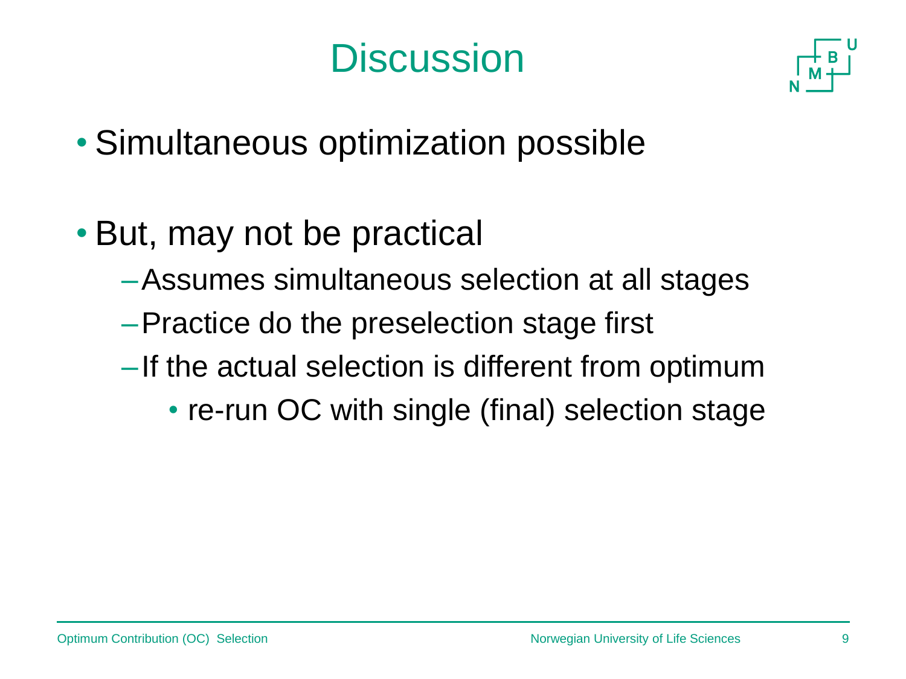# Discussion

- Simultaneous optimization possible

- But, may not be practical
  - Assumes simultaneous selection at all stages
  - Practice do the preselection stage first
  - If the actual selection is different from optimum
    - re-run OC with single (final) selection stage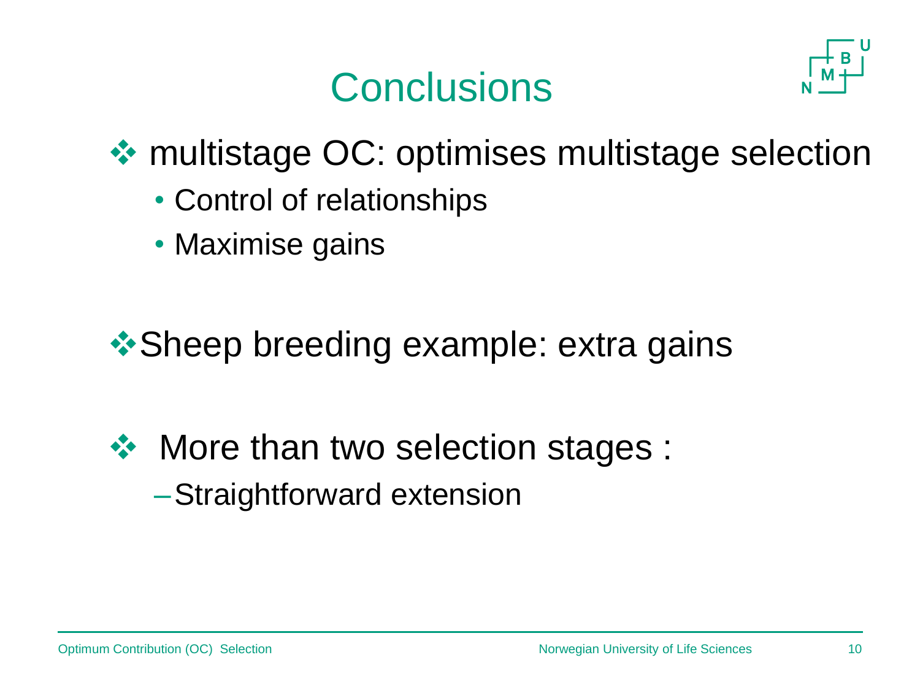# Conclusions

- multistage OC: optimises multistage selection
  - Control of relationships
  - Maximise gains

- Sheep breeding example: extra gains

- More than two selection stages :
  - Straightforward extension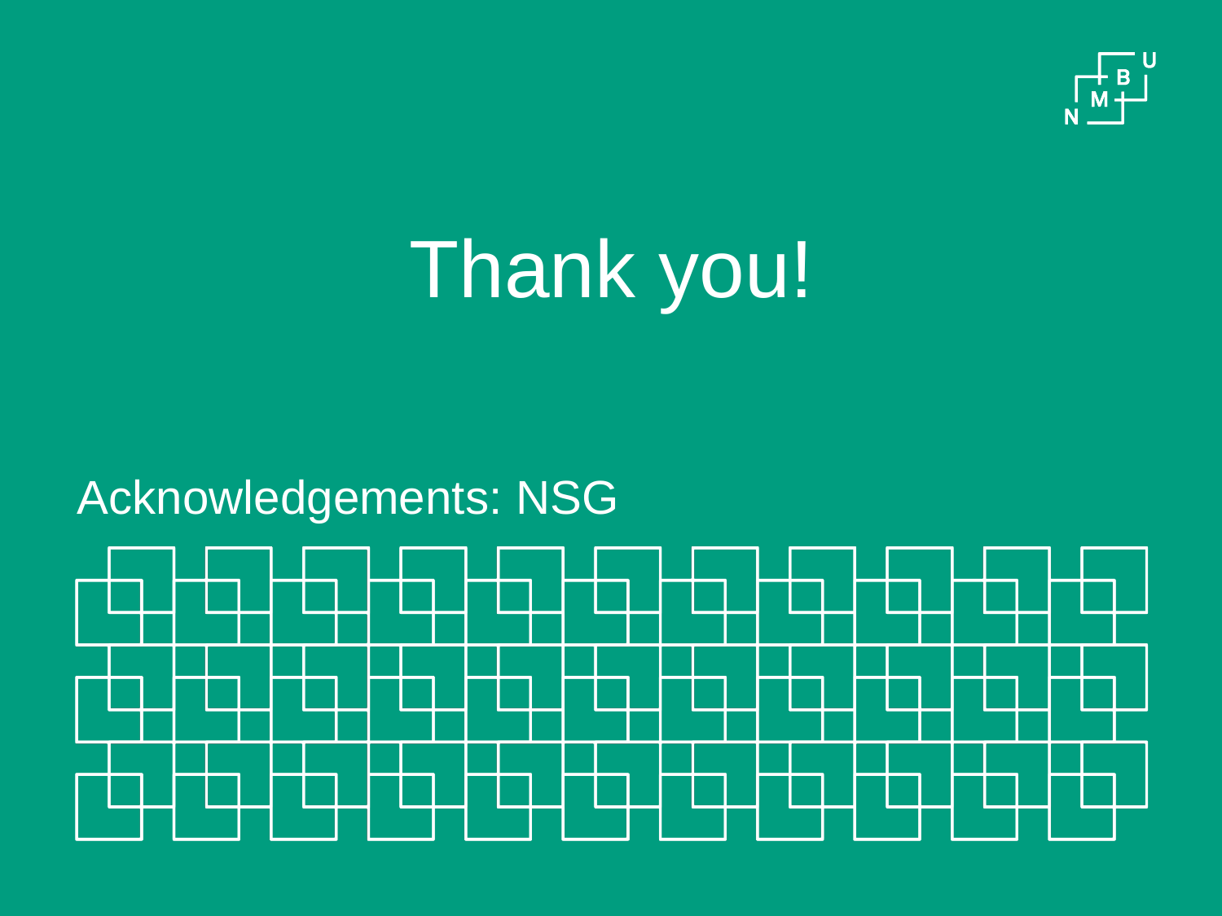# Thank you!

Acknowledgements: NSG